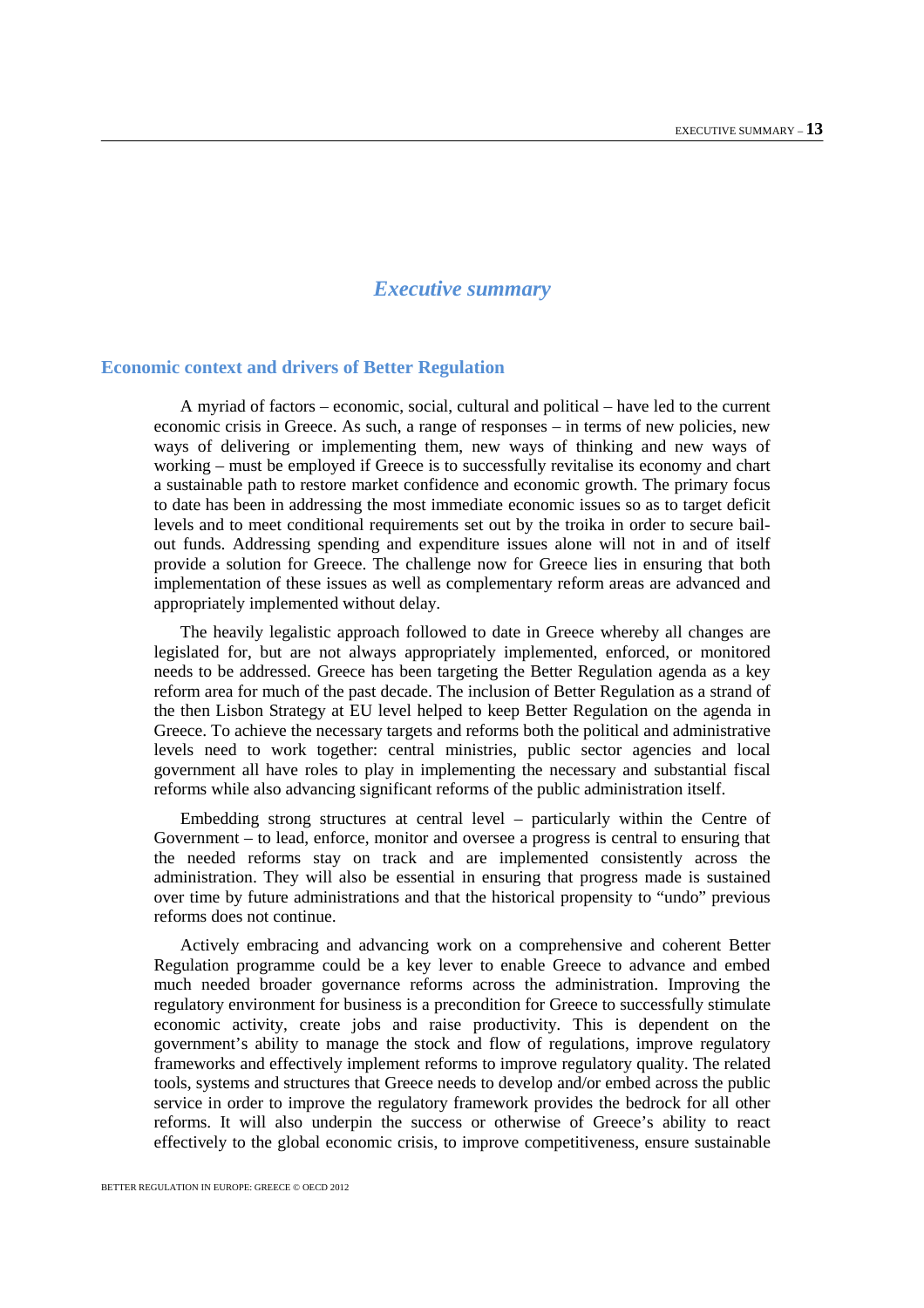# *Executive summary*

## Economic context and drivers of Better Regulation

A myriad of factors – economic, social, cultural and political – have led to the current economic crisis in Greece. As such, a range of responses – in terms of new policies, new ways of delivering or implementing them, new ways of thinking and new ways of working – must be employed if Greece is to successfully revitalise its economy and chart a sustainable path to restore market confidence and economic growth. The primary focus to date has been in addressing the most immediate economic issues so as to target deficit levels and to meet conditional requirements set out by the troika in order to secure bail-out funds. Addressing spending and expenditure issues alone will not in and of itself provide a solution for Greece. The challenge now for Greece lies in ensuring that both implementation of these issues as well as complementary reform areas are advanced and appropriately implemented without delay.

The heavily legalistic approach followed to date in Greece whereby all changes are legislated for, but are not always appropriately implemented, enforced, or monitored needs to be addressed. Greece has been targeting the Better Regulation agenda as a key reform area for much of the past decade. The inclusion of Better Regulation as a strand of the then Lisbon Strategy at EU level helped to keep Better Regulation on the agenda in Greece. To achieve the necessary targets and reforms both the political and administrative levels need to work together: central ministries, public sector agencies and local government all have roles to play in implementing the necessary and substantial fiscal reforms while also advancing significant reforms of the public administration itself.

Embedding strong structures at central level – particularly within the Centre of Government – to lead, enforce, monitor and oversee a progress is central to ensuring that the needed reforms stay on track and are implemented consistently across the administration. They will also be essential in ensuring that progress made is sustained over time by future administrations and that the historical propensity to "undo" previous reforms does not continue.

Actively embracing and advancing work on a comprehensive and coherent Better Regulation programme could be a key lever to enable Greece to advance and embed much needed broader governance reforms across the administration. Improving the regulatory environment for business is a precondition for Greece to successfully stimulate economic activity, create jobs and raise productivity. This is dependent on the government's ability to manage the stock and flow of regulations, improve regulatory frameworks and effectively implement reforms to improve regulatory quality. The related tools, systems and structures that Greece needs to develop and/or embed across the public service in order to improve the regulatory framework provides the bedrock for all other reforms. It will also underpin the success or otherwise of Greece's ability to react effectively to the global economic crisis, to improve competitiveness, ensure sustainable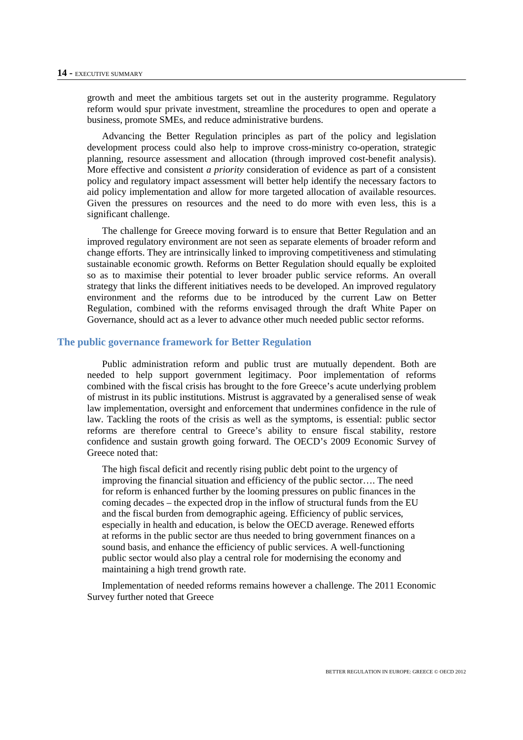growth and meet the ambitious targets set out in the austerity programme. Regulatory reform would spur private investment, streamline the procedures to open and operate a business, promote SMEs, and reduce administrative burdens.

Advancing the Better Regulation principles as part of the policy and legislation development process could also help to improve cross-ministry co-operation, strategic planning, resource assessment and allocation (through improved cost-benefit analysis). More effective and consistent *a priority* consideration of evidence as part of a consistent policy and regulatory impact assessment will better help identify the necessary factors to aid policy implementation and allow for more targeted allocation of available resources. Given the pressures on resources and the need to do more with even less, this is a significant challenge.

The challenge for Greece moving forward is to ensure that Better Regulation and an improved regulatory environment are not seen as separate elements of broader reform and change efforts. They are intrinsically linked to improving competitiveness and stimulating sustainable economic growth. Reforms on Better Regulation should equally be exploited so as to maximise their potential to lever broader public service reforms. An overall strategy that links the different initiatives needs to be developed. An improved regulatory environment and the reforms due to be introduced by the current Law on Better Regulation, combined with the reforms envisaged through the draft White Paper on Governance, should act as a lever to advance other much needed public sector reforms.

## The public governance framework for Better Regulation

Public administration reform and public trust are mutually dependent. Both are needed to help support government legitimacy. Poor implementation of reforms combined with the fiscal crisis has brought to the fore Greece's acute underlying problem of mistrust in its public institutions. Mistrust is aggravated by a generalised sense of weak law implementation, oversight and enforcement that undermines confidence in the rule of law. Tackling the roots of the crisis as well as the symptoms, is essential: public sector reforms are therefore central to Greece's ability to ensure fiscal stability, restore confidence and sustain growth going forward. The OECD's 2009 Economic Survey of Greece noted that:

> The high fiscal deficit and recently rising public debt point to the urgency of improving the financial situation and efficiency of the public sector…. The need for reform is enhanced further by the looming pressures on public finances in the coming decades – the expected drop in the inflow of structural funds from the EU and the fiscal burden from demographic ageing. Efficiency of public services, especially in health and education, is below the OECD average. Renewed efforts at reforms in the public sector are thus needed to bring government finances on a sound basis, and enhance the efficiency of public services. A well-functioning public sector would also play a central role for modernising the economy and maintaining a high trend growth rate.

Implementation of needed reforms remains however a challenge. The 2011 Economic Survey further noted that Greece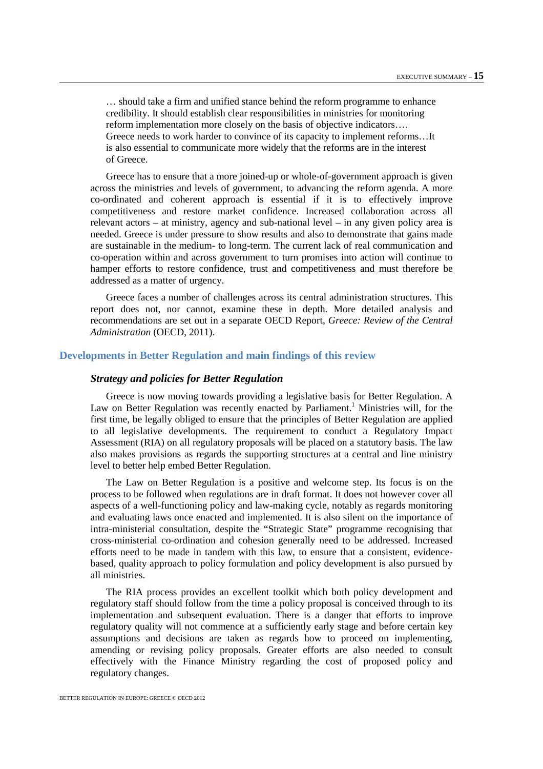> … should take a firm and unified stance behind the reform programme to enhance credibility. It should establish clear responsibilities in ministries for monitoring reform implementation more closely on the basis of objective indicators…. Greece needs to work harder to convince of its capacity to implement reforms…It is also essential to communicate more widely that the reforms are in the interest of Greece.

Greece has to ensure that a more joined-up or whole-of-government approach is given across the ministries and levels of government, to advancing the reform agenda. A more co-ordinated and coherent approach is essential if it is to effectively improve competitiveness and restore market confidence. Increased collaboration across all relevant actors – at ministry, agency and sub-national level – in any given policy area is needed. Greece is under pressure to show results and also to demonstrate that gains made are sustainable in the medium- to long-term. The current lack of real communication and co-operation within and across government to turn promises into action will continue to hamper efforts to restore confidence, trust and competitiveness and must therefore be addressed as a matter of urgency.

Greece faces a number of challenges across its central administration structures. This report does not, nor cannot, examine these in depth. More detailed analysis and recommendations are set out in a separate OECD Report, *Greece: Review of the Central Administration* (OECD, 2011).

## Developments in Better Regulation and main findings of this review

### *Strategy and policies for Better Regulation*

Greece is now moving towards providing a legislative basis for Better Regulation. A Law on Better Regulation was recently enacted by Parliament.[1] Ministries will, for the first time, be legally obliged to ensure that the principles of Better Regulation are applied to all legislative developments. The requirement to conduct a Regulatory Impact Assessment (RIA) on all regulatory proposals will be placed on a statutory basis. The law also makes provisions as regards the supporting structures at a central and line ministry level to better help embed Better Regulation.

The Law on Better Regulation is a positive and welcome step. Its focus is on the process to be followed when regulations are in draft format. It does not however cover all aspects of a well-functioning policy and law-making cycle, notably as regards monitoring and evaluating laws once enacted and implemented. It is also silent on the importance of intra-ministerial consultation, despite the "Strategic State" programme recognising that cross-ministerial co-ordination and cohesion generally need to be addressed. Increased efforts need to be made in tandem with this law, to ensure that a consistent, evidence-based, quality approach to policy formulation and policy development is also pursued by all ministries.

The RIA process provides an excellent toolkit which both policy development and regulatory staff should follow from the time a policy proposal is conceived through to its implementation and subsequent evaluation. There is a danger that efforts to improve regulatory quality will not commence at a sufficiently early stage and before certain key assumptions and decisions are taken as regards how to proceed on implementing, amending or revising policy proposals. Greater efforts are also needed to consult effectively with the Finance Ministry regarding the cost of proposed policy and regulatory changes.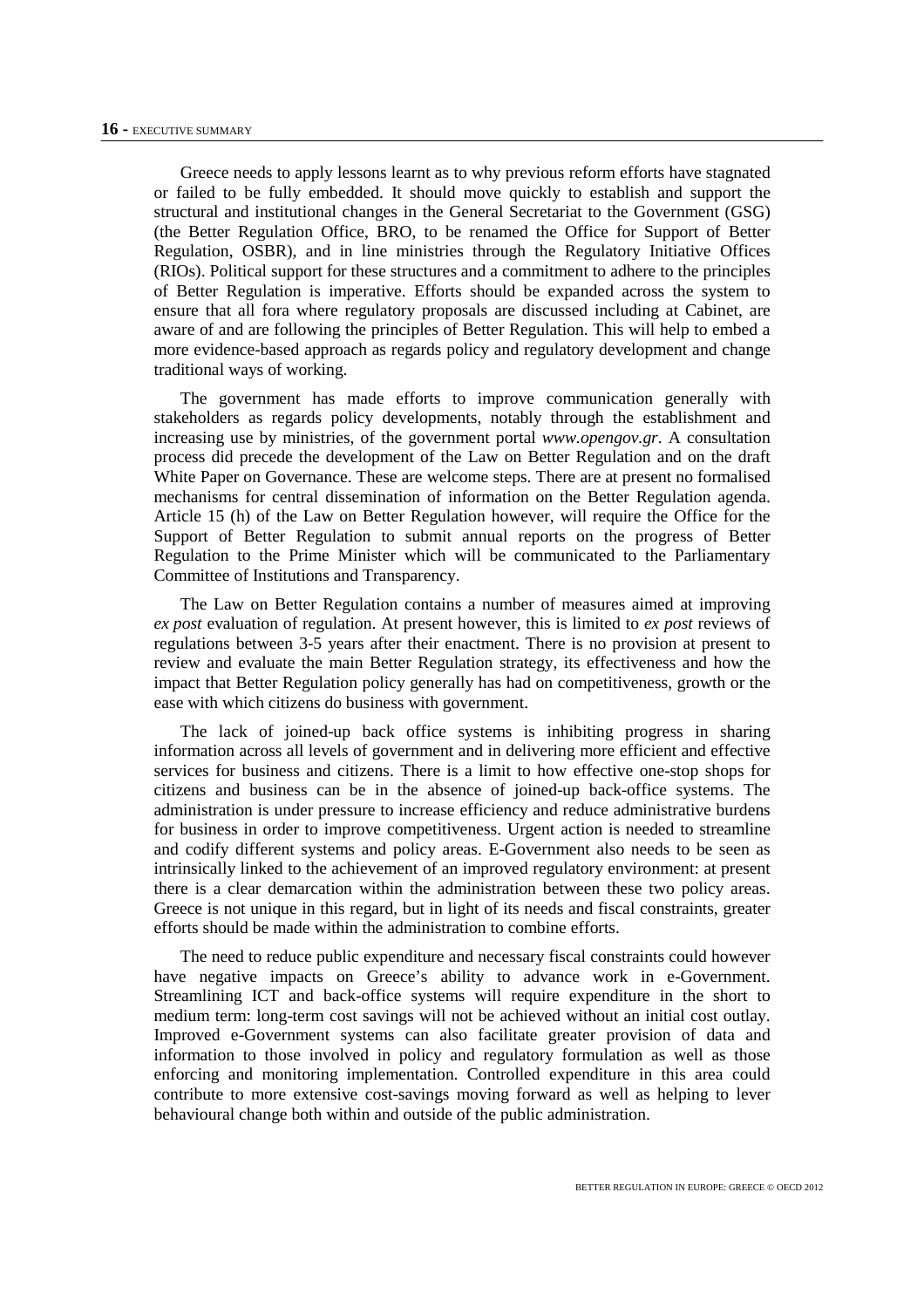Greece needs to apply lessons learnt as to why previous reform efforts have stagnated or failed to be fully embedded. It should move quickly to establish and support the structural and institutional changes in the General Secretariat to the Government (GSG) (the Better Regulation Office, BRO, to be renamed the Office for Support of Better Regulation, OSBR), and in line ministries through the Regulatory Initiative Offices (RIOs). Political support for these structures and a commitment to adhere to the principles of Better Regulation is imperative. Efforts should be expanded across the system to ensure that all fora where regulatory proposals are discussed including at Cabinet, are aware of and are following the principles of Better Regulation. This will help to embed a more evidence-based approach as regards policy and regulatory development and change traditional ways of working.

The government has made efforts to improve communication generally with stakeholders as regards policy developments, notably through the establishment and increasing use by ministries, of the government portal *www.opengov.gr*. A consultation process did precede the development of the Law on Better Regulation and on the draft White Paper on Governance. These are welcome steps. There are at present no formalised mechanisms for central dissemination of information on the Better Regulation agenda. Article 15 (h) of the Law on Better Regulation however, will require the Office for the Support of Better Regulation to submit annual reports on the progress of Better Regulation to the Prime Minister which will be communicated to the Parliamentary Committee of Institutions and Transparency.

The Law on Better Regulation contains a number of measures aimed at improving *ex post* evaluation of regulation. At present however, this is limited to *ex post* reviews of regulations between 3-5 years after their enactment. There is no provision at present to review and evaluate the main Better Regulation strategy, its effectiveness and how the impact that Better Regulation policy generally has had on competitiveness, growth or the ease with which citizens do business with government.

The lack of joined-up back office systems is inhibiting progress in sharing information across all levels of government and in delivering more efficient and effective services for business and citizens. There is a limit to how effective one-stop shops for citizens and business can be in the absence of joined-up back-office systems. The administration is under pressure to increase efficiency and reduce administrative burdens for business in order to improve competitiveness. Urgent action is needed to streamline and codify different systems and policy areas. E-Government also needs to be seen as intrinsically linked to the achievement of an improved regulatory environment: at present there is a clear demarcation within the administration between these two policy areas. Greece is not unique in this regard, but in light of its needs and fiscal constraints, greater efforts should be made within the administration to combine efforts.

The need to reduce public expenditure and necessary fiscal constraints could however have negative impacts on Greece's ability to advance work in e-Government. Streamlining ICT and back-office systems will require expenditure in the short to medium term: long-term cost savings will not be achieved without an initial cost outlay. Improved e-Government systems can also facilitate greater provision of data and information to those involved in policy and regulatory formulation as well as those enforcing and monitoring implementation. Controlled expenditure in this area could contribute to more extensive cost-savings moving forward as well as helping to lever behavioural change both within and outside of the public administration.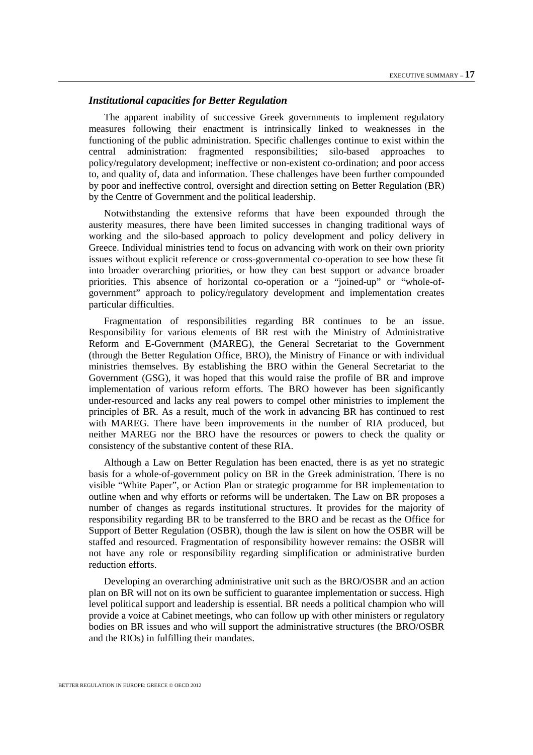### *Institutional capacities for Better Regulation*

The apparent inability of successive Greek governments to implement regulatory measures following their enactment is intrinsically linked to weaknesses in the functioning of the public administration. Specific challenges continue to exist within the central administration: fragmented responsibilities; silo-based approaches to policy/regulatory development; ineffective or non-existent co-ordination; and poor access to, and quality of, data and information. These challenges have been further compounded by poor and ineffective control, oversight and direction setting on Better Regulation (BR) by the Centre of Government and the political leadership.

Notwithstanding the extensive reforms that have been expounded through the austerity measures, there have been limited successes in changing traditional ways of working and the silo-based approach to policy development and policy delivery in Greece. Individual ministries tend to focus on advancing with work on their own priority issues without explicit reference or cross-governmental co-operation to see how these fit into broader overarching priorities, or how they can best support or advance broader priorities. This absence of horizontal co-operation or a "joined-up" or "whole-of-government" approach to policy/regulatory development and implementation creates particular difficulties.

Fragmentation of responsibilities regarding BR continues to be an issue. Responsibility for various elements of BR rest with the Ministry of Administrative Reform and E-Government (MAREG), the General Secretariat to the Government (through the Better Regulation Office, BRO), the Ministry of Finance or with individual ministries themselves. By establishing the BRO within the General Secretariat to the Government (GSG), it was hoped that this would raise the profile of BR and improve implementation of various reform efforts. The BRO however has been significantly under-resourced and lacks any real powers to compel other ministries to implement the principles of BR. As a result, much of the work in advancing BR has continued to rest with MAREG. There have been improvements in the number of RIA produced, but neither MAREG nor the BRO have the resources or powers to check the quality or consistency of the substantive content of these RIA.

Although a Law on Better Regulation has been enacted, there is as yet no strategic basis for a whole-of-government policy on BR in the Greek administration. There is no visible "White Paper", or Action Plan or strategic programme for BR implementation to outline when and why efforts or reforms will be undertaken. The Law on BR proposes a number of changes as regards institutional structures. It provides for the majority of responsibility regarding BR to be transferred to the BRO and be recast as the Office for Support of Better Regulation (OSBR), though the law is silent on how the OSBR will be staffed and resourced. Fragmentation of responsibility however remains: the OSBR will not have any role or responsibility regarding simplification or administrative burden reduction efforts.

Developing an overarching administrative unit such as the BRO/OSBR and an action plan on BR will not on its own be sufficient to guarantee implementation or success. High level political support and leadership is essential. BR needs a political champion who will provide a voice at Cabinet meetings, who can follow up with other ministers or regulatory bodies on BR issues and who will support the administrative structures (the BRO/OSBR and the RIOs) in fulfilling their mandates.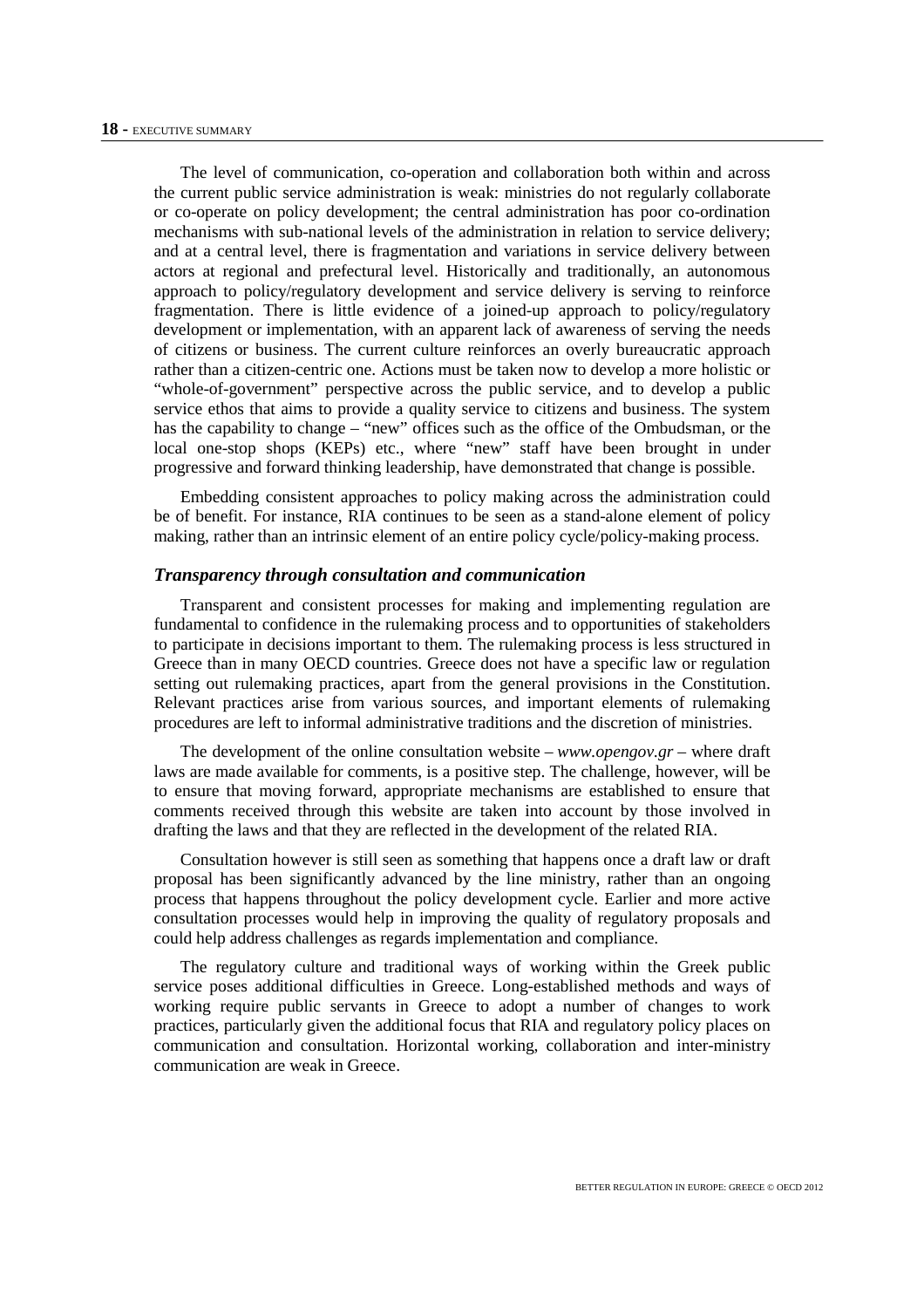The level of communication, co-operation and collaboration both within and across the current public service administration is weak: ministries do not regularly collaborate or co-operate on policy development; the central administration has poor co-ordination mechanisms with sub-national levels of the administration in relation to service delivery; and at a central level, there is fragmentation and variations in service delivery between actors at regional and prefectural level. Historically and traditionally, an autonomous approach to policy/regulatory development and service delivery is serving to reinforce fragmentation. There is little evidence of a joined-up approach to policy/regulatory development or implementation, with an apparent lack of awareness of serving the needs of citizens or business. The current culture reinforces an overly bureaucratic approach rather than a citizen-centric one. Actions must be taken now to develop a more holistic or "whole-of-government" perspective across the public service, and to develop a public service ethos that aims to provide a quality service to citizens and business. The system has the capability to change – "new" offices such as the office of the Ombudsman, or the local one-stop shops (KEPs) etc., where "new" staff have been brought in under progressive and forward thinking leadership, have demonstrated that change is possible.

Embedding consistent approaches to policy making across the administration could be of benefit. For instance, RIA continues to be seen as a stand-alone element of policy making, rather than an intrinsic element of an entire policy cycle/policy-making process.

### *Transparency through consultation and communication*

Transparent and consistent processes for making and implementing regulation are fundamental to confidence in the rulemaking process and to opportunities of stakeholders to participate in decisions important to them. The rulemaking process is less structured in Greece than in many OECD countries. Greece does not have a specific law or regulation setting out rulemaking practices, apart from the general provisions in the Constitution. Relevant practices arise from various sources, and important elements of rulemaking procedures are left to informal administrative traditions and the discretion of ministries.

The development of the online consultation website – *www.opengov.gr* – where draft laws are made available for comments, is a positive step. The challenge, however, will be to ensure that moving forward, appropriate mechanisms are established to ensure that comments received through this website are taken into account by those involved in drafting the laws and that they are reflected in the development of the related RIA.

Consultation however is still seen as something that happens once a draft law or draft proposal has been significantly advanced by the line ministry, rather than an ongoing process that happens throughout the policy development cycle. Earlier and more active consultation processes would help in improving the quality of regulatory proposals and could help address challenges as regards implementation and compliance.

The regulatory culture and traditional ways of working within the Greek public service poses additional difficulties in Greece. Long-established methods and ways of working require public servants in Greece to adopt a number of changes to work practices, particularly given the additional focus that RIA and regulatory policy places on communication and consultation. Horizontal working, collaboration and inter-ministry communication are weak in Greece.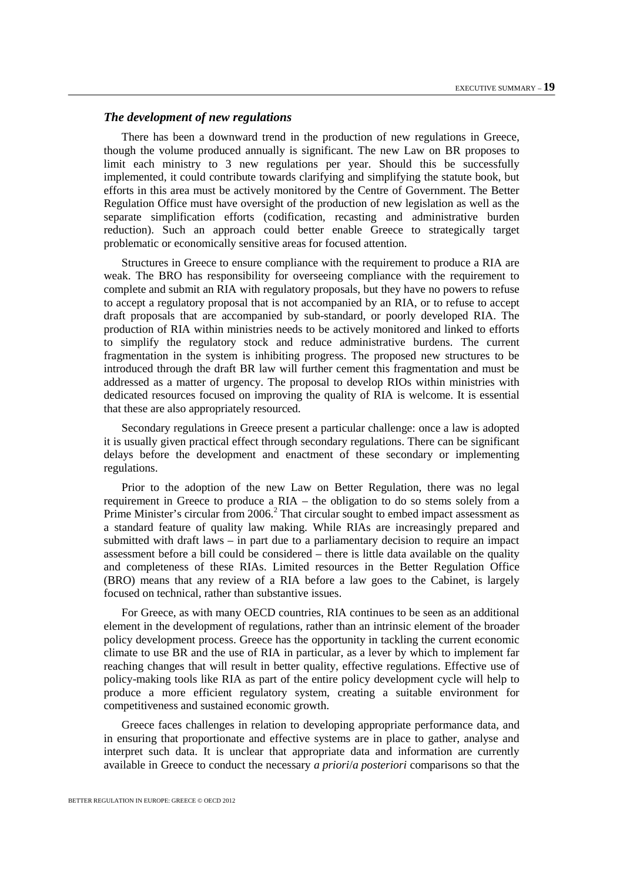### *The development of new regulations*

There has been a downward trend in the production of new regulations in Greece, though the volume produced annually is significant. The new Law on BR proposes to limit each ministry to 3 new regulations per year. Should this be successfully implemented, it could contribute towards clarifying and simplifying the statute book, but efforts in this area must be actively monitored by the Centre of Government. The Better Regulation Office must have oversight of the production of new legislation as well as the separate simplification efforts (codification, recasting and administrative burden reduction). Such an approach could better enable Greece to strategically target problematic or economically sensitive areas for focused attention.

Structures in Greece to ensure compliance with the requirement to produce a RIA are weak. The BRO has responsibility for overseeing compliance with the requirement to complete and submit an RIA with regulatory proposals, but they have no powers to refuse to accept a regulatory proposal that is not accompanied by an RIA, or to refuse to accept draft proposals that are accompanied by sub-standard, or poorly developed RIA. The production of RIA within ministries needs to be actively monitored and linked to efforts to simplify the regulatory stock and reduce administrative burdens. The current fragmentation in the system is inhibiting progress. The proposed new structures to be introduced through the draft BR law will further cement this fragmentation and must be addressed as a matter of urgency. The proposal to develop RIOs within ministries with dedicated resources focused on improving the quality of RIA is welcome. It is essential that these are also appropriately resourced.

Secondary regulations in Greece present a particular challenge: once a law is adopted it is usually given practical effect through secondary regulations. There can be significant delays before the development and enactment of these secondary or implementing regulations.

Prior to the adoption of the new Law on Better Regulation, there was no legal requirement in Greece to produce a RIA – the obligation to do so stems solely from a Prime Minister's circular from 2006.[2] That circular sought to embed impact assessment as a standard feature of quality law making. While RIAs are increasingly prepared and submitted with draft laws – in part due to a parliamentary decision to require an impact assessment before a bill could be considered – there is little data available on the quality and completeness of these RIAs. Limited resources in the Better Regulation Office (BRO) means that any review of a RIA before a law goes to the Cabinet, is largely focused on technical, rather than substantive issues.

For Greece, as with many OECD countries, RIA continues to be seen as an additional element in the development of regulations, rather than an intrinsic element of the broader policy development process. Greece has the opportunity in tackling the current economic climate to use BR and the use of RIA in particular, as a lever by which to implement far reaching changes that will result in better quality, effective regulations. Effective use of policy-making tools like RIA as part of the entire policy development cycle will help to produce a more efficient regulatory system, creating a suitable environment for competitiveness and sustained economic growth.

Greece faces challenges in relation to developing appropriate performance data, and in ensuring that proportionate and effective systems are in place to gather, analyse and interpret such data. It is unclear that appropriate data and information are currently available in Greece to conduct the necessary *a priori*/*a posteriori* comparisons so that the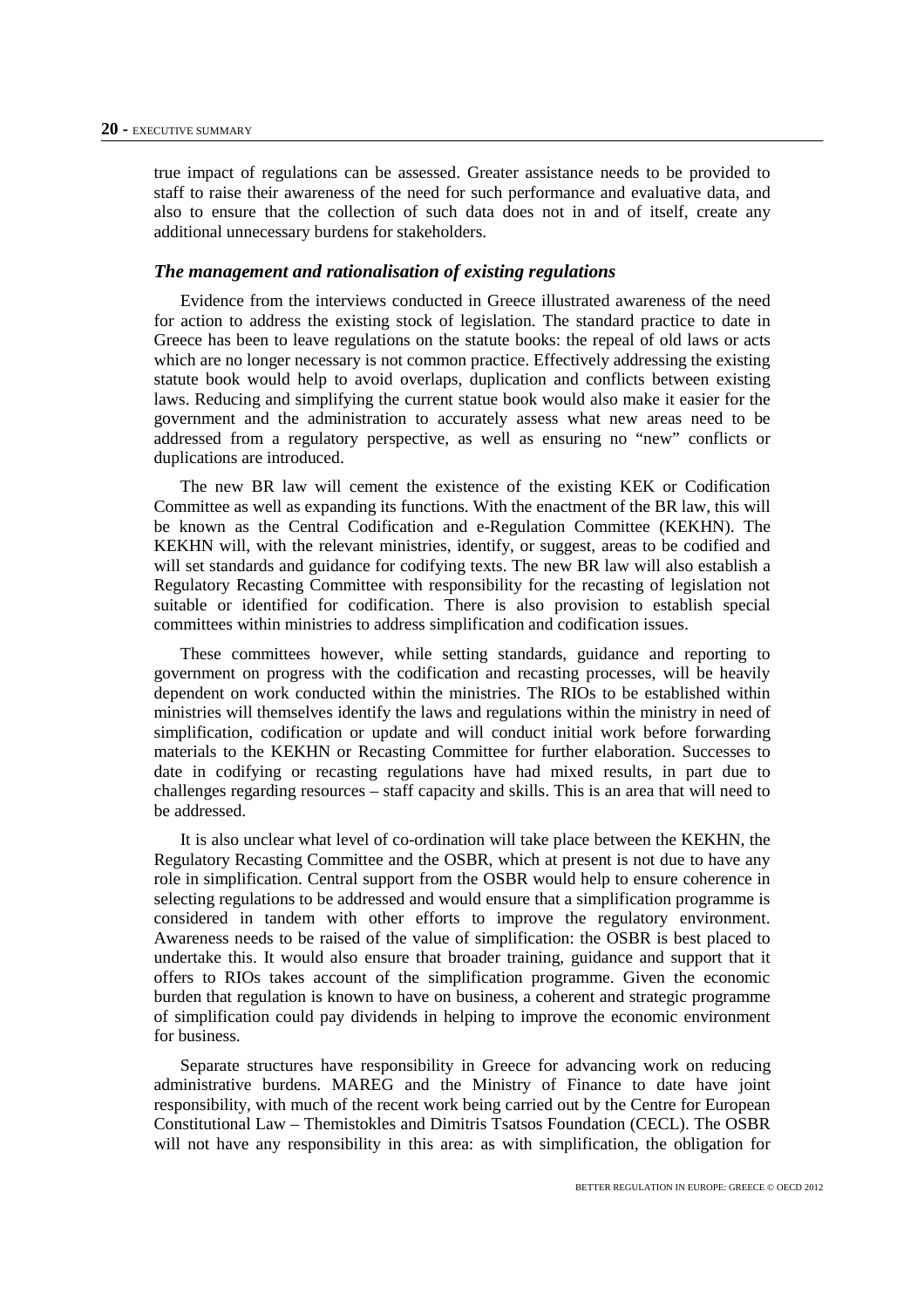true impact of regulations can be assessed. Greater assistance needs to be provided to staff to raise their awareness of the need for such performance and evaluative data, and also to ensure that the collection of such data does not in and of itself, create any additional unnecessary burdens for stakeholders.

### *The management and rationalisation of existing regulations*

Evidence from the interviews conducted in Greece illustrated awareness of the need for action to address the existing stock of legislation. The standard practice to date in Greece has been to leave regulations on the statute books: the repeal of old laws or acts which are no longer necessary is not common practice. Effectively addressing the existing statute book would help to avoid overlaps, duplication and conflicts between existing laws. Reducing and simplifying the current statue book would also make it easier for the government and the administration to accurately assess what new areas need to be addressed from a regulatory perspective, as well as ensuring no "new" conflicts or duplications are introduced.

The new BR law will cement the existence of the existing KEK or Codification Committee as well as expanding its functions. With the enactment of the BR law, this will be known as the Central Codification and e-Regulation Committee (KEKHN). The KEKHN will, with the relevant ministries, identify, or suggest, areas to be codified and will set standards and guidance for codifying texts. The new BR law will also establish a Regulatory Recasting Committee with responsibility for the recasting of legislation not suitable or identified for codification. There is also provision to establish special committees within ministries to address simplification and codification issues.

These committees however, while setting standards, guidance and reporting to government on progress with the codification and recasting processes, will be heavily dependent on work conducted within the ministries. The RIOs to be established within ministries will themselves identify the laws and regulations within the ministry in need of simplification, codification or update and will conduct initial work before forwarding materials to the KEKHN or Recasting Committee for further elaboration. Successes to date in codifying or recasting regulations have had mixed results, in part due to challenges regarding resources – staff capacity and skills. This is an area that will need to be addressed.

It is also unclear what level of co-ordination will take place between the KEKHN, the Regulatory Recasting Committee and the OSBR, which at present is not due to have any role in simplification. Central support from the OSBR would help to ensure coherence in selecting regulations to be addressed and would ensure that a simplification programme is considered in tandem with other efforts to improve the regulatory environment. Awareness needs to be raised of the value of simplification: the OSBR is best placed to undertake this. It would also ensure that broader training, guidance and support that it offers to RIOs takes account of the simplification programme. Given the economic burden that regulation is known to have on business, a coherent and strategic programme of simplification could pay dividends in helping to improve the economic environment for business.

Separate structures have responsibility in Greece for advancing work on reducing administrative burdens. MAREG and the Ministry of Finance to date have joint responsibility, with much of the recent work being carried out by the Centre for European Constitutional Law – Themistokles and Dimitris Tsatsos Foundation (CECL). The OSBR will not have any responsibility in this area: as with simplification, the obligation for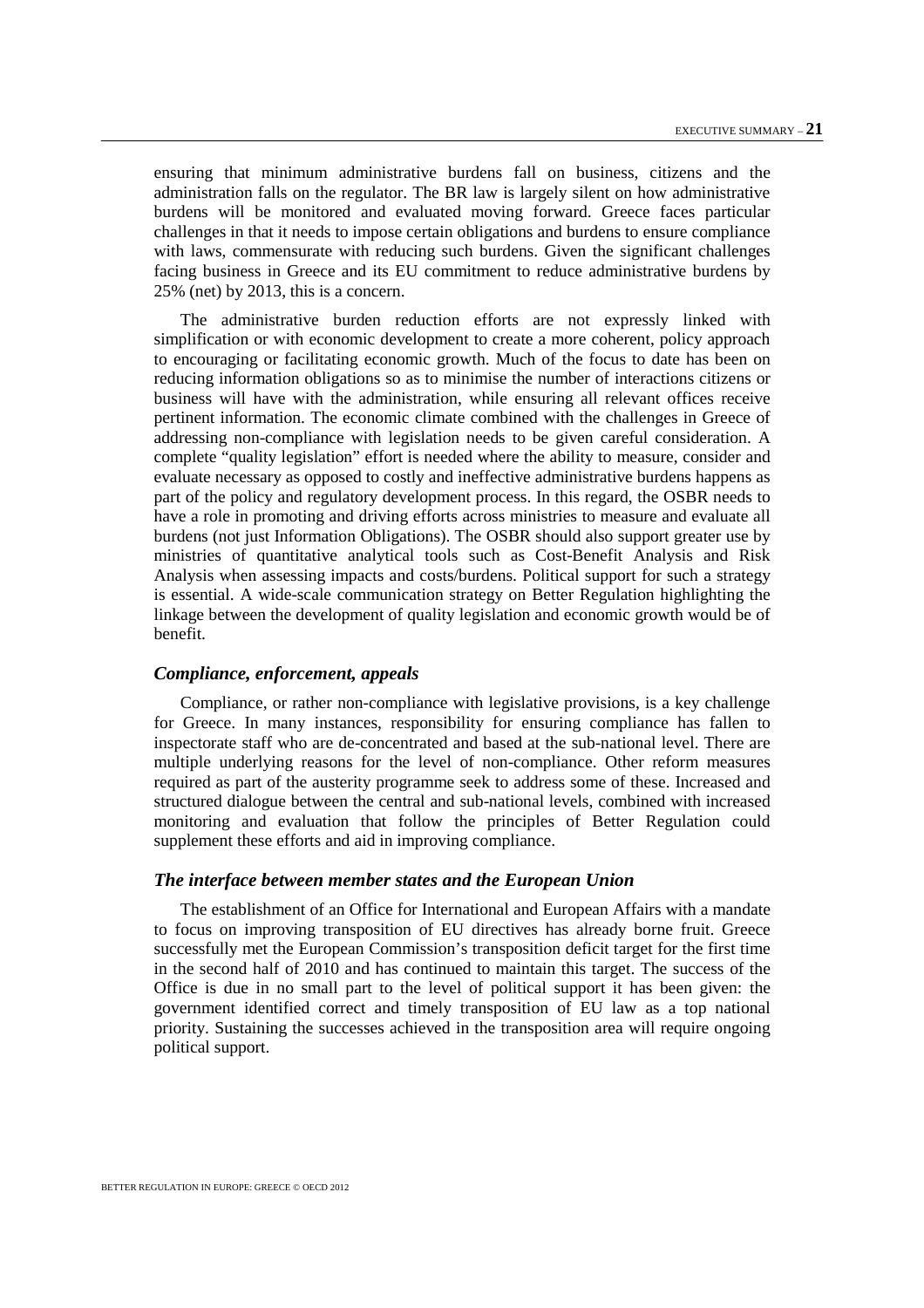ensuring that minimum administrative burdens fall on business, citizens and the administration falls on the regulator. The BR law is largely silent on how administrative burdens will be monitored and evaluated moving forward. Greece faces particular challenges in that it needs to impose certain obligations and burdens to ensure compliance with laws, commensurate with reducing such burdens. Given the significant challenges facing business in Greece and its EU commitment to reduce administrative burdens by 25% (net) by 2013, this is a concern.

The administrative burden reduction efforts are not expressly linked with simplification or with economic development to create a more coherent, policy approach to encouraging or facilitating economic growth. Much of the focus to date has been on reducing information obligations so as to minimise the number of interactions citizens or business will have with the administration, while ensuring all relevant offices receive pertinent information. The economic climate combined with the challenges in Greece of addressing non-compliance with legislation needs to be given careful consideration. A complete "quality legislation" effort is needed where the ability to measure, consider and evaluate necessary as opposed to costly and ineffective administrative burdens happens as part of the policy and regulatory development process. In this regard, the OSBR needs to have a role in promoting and driving efforts across ministries to measure and evaluate all burdens (not just Information Obligations). The OSBR should also support greater use by ministries of quantitative analytical tools such as Cost-Benefit Analysis and Risk Analysis when assessing impacts and costs/burdens. Political support for such a strategy is essential. A wide-scale communication strategy on Better Regulation highlighting the linkage between the development of quality legislation and economic growth would be of benefit.

### *Compliance, enforcement, appeals*

Compliance, or rather non-compliance with legislative provisions, is a key challenge for Greece. In many instances, responsibility for ensuring compliance has fallen to inspectorate staff who are de-concentrated and based at the sub-national level. There are multiple underlying reasons for the level of non-compliance. Other reform measures required as part of the austerity programme seek to address some of these. Increased and structured dialogue between the central and sub-national levels, combined with increased monitoring and evaluation that follow the principles of Better Regulation could supplement these efforts and aid in improving compliance.

### *The interface between member states and the European Union*

The establishment of an Office for International and European Affairs with a mandate to focus on improving transposition of EU directives has already borne fruit. Greece successfully met the European Commission's transposition deficit target for the first time in the second half of 2010 and has continued to maintain this target. The success of the Office is due in no small part to the level of political support it has been given: the government identified correct and timely transposition of EU law as a top national priority. Sustaining the successes achieved in the transposition area will require ongoing political support.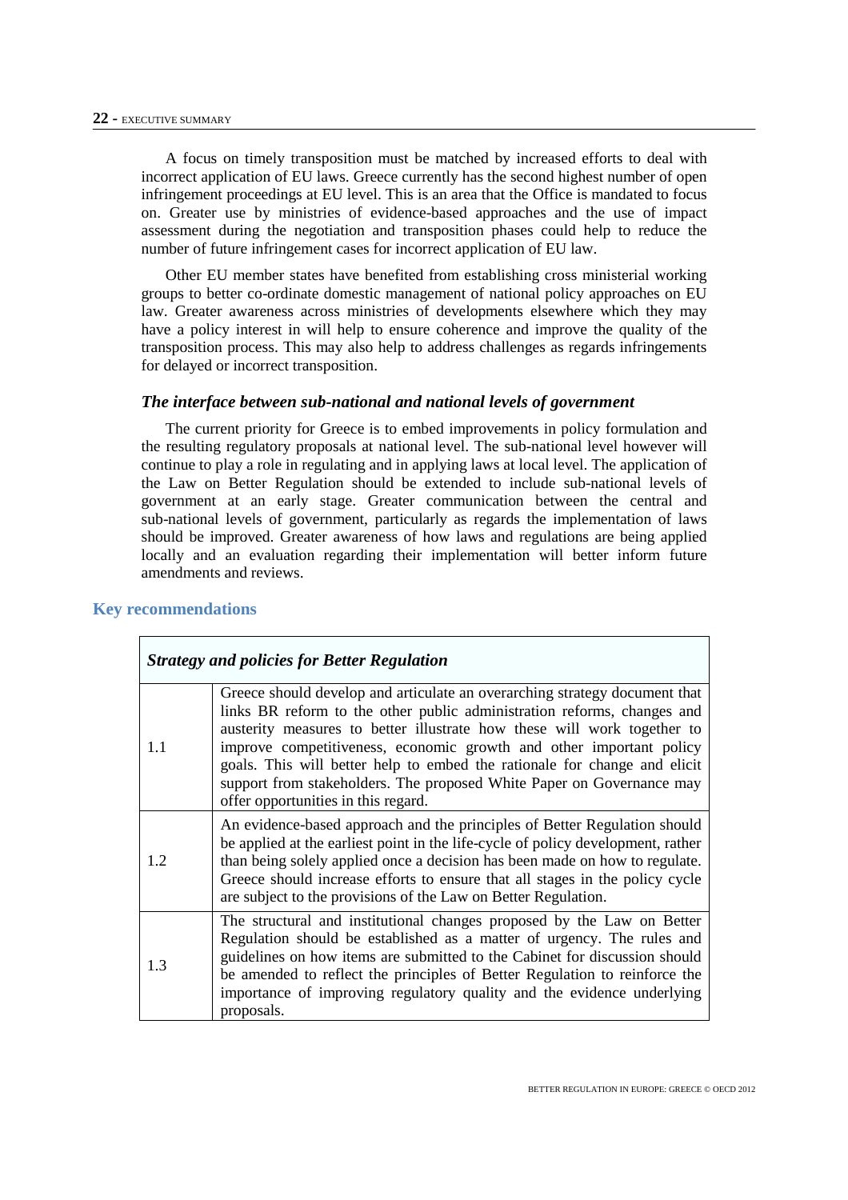A focus on timely transposition must be matched by increased efforts to deal with incorrect application of EU laws. Greece currently has the second highest number of open infringement proceedings at EU level. This is an area that the Office is mandated to focus on. Greater use by ministries of evidence-based approaches and the use of impact assessment during the negotiation and transposition phases could help to reduce the number of future infringement cases for incorrect application of EU law.

Other EU member states have benefited from establishing cross ministerial working groups to better co-ordinate domestic management of national policy approaches on EU law. Greater awareness across ministries of developments elsewhere which they may have a policy interest in will help to ensure coherence and improve the quality of the transposition process. This may also help to address challenges as regards infringements for delayed or incorrect transposition.

### *The interface between sub-national and national levels of government*

The current priority for Greece is to embed improvements in policy formulation and the resulting regulatory proposals at national level. The sub-national level however will continue to play a role in regulating and in applying laws at local level. The application of the Law on Better Regulation should be extended to include sub-national levels of government at an early stage. Greater communication between the central and sub-national levels of government, particularly as regards the implementation of laws should be improved. Greater awareness of how laws and regulations are being applied locally and an evaluation regarding their implementation will better inform future amendments and reviews.

## Key recommendations

| ***Strategy and policies for Better Regulation*** | |
|---|---|
| 1.1 | Greece should develop and articulate an overarching strategy document that links BR reform to the other public administration reforms, changes and austerity measures to better illustrate how these will work together to improve competitiveness, economic growth and other important policy goals. This will better help to embed the rationale for change and elicit support from stakeholders. The proposed White Paper on Governance may offer opportunities in this regard. |
| 1.2 | An evidence-based approach and the principles of Better Regulation should be applied at the earliest point in the life-cycle of policy development, rather than being solely applied once a decision has been made on how to regulate. Greece should increase efforts to ensure that all stages in the policy cycle are subject to the provisions of the Law on Better Regulation. |
| 1.3 | The structural and institutional changes proposed by the Law on Better Regulation should be established as a matter of urgency. The rules and guidelines on how items are submitted to the Cabinet for discussion should be amended to reflect the principles of Better Regulation to reinforce the importance of improving regulatory quality and the evidence underlying proposals. |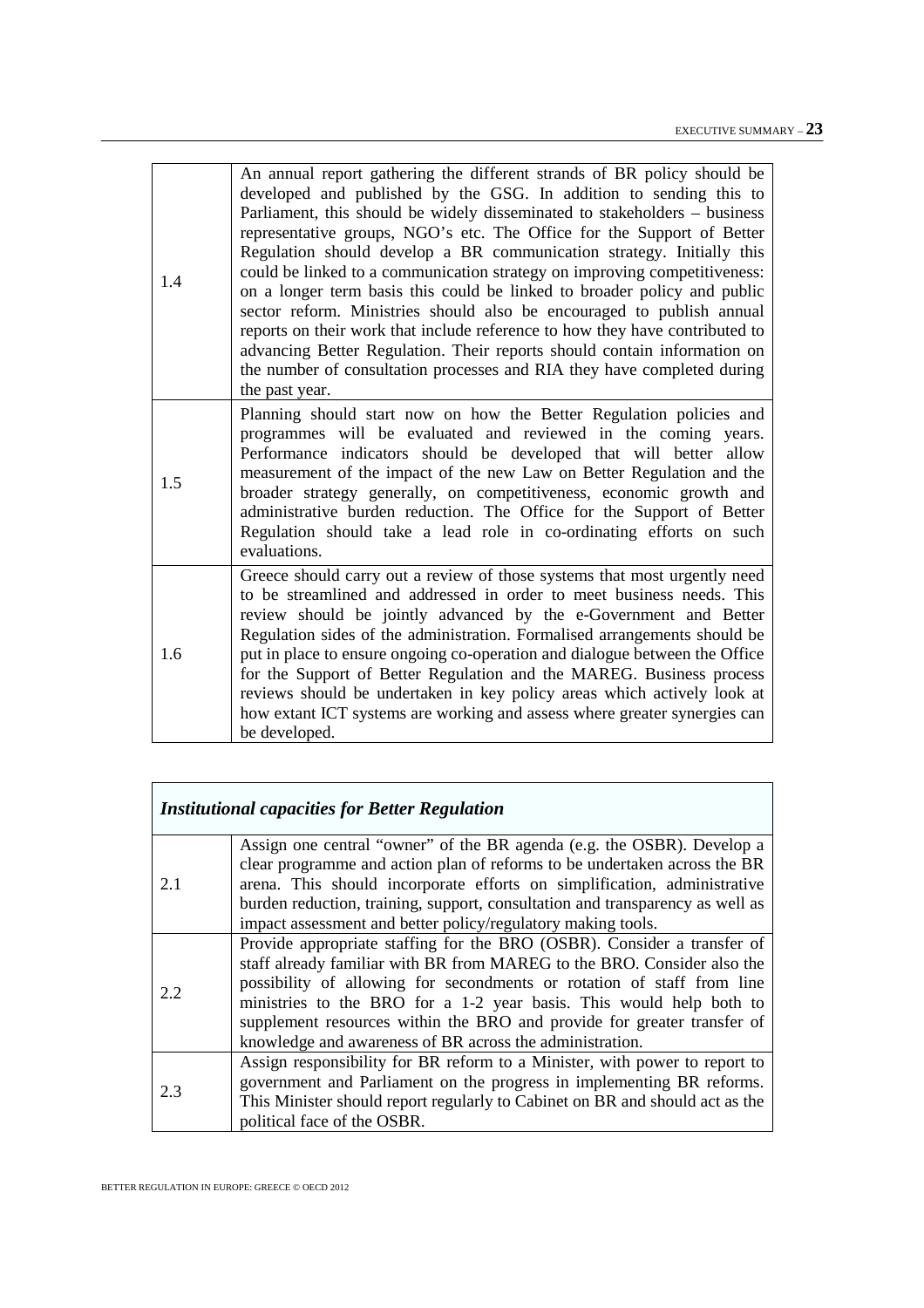| | |
|---|---|
| 1.4 | An annual report gathering the different strands of BR policy should be developed and published by the GSG. In addition to sending this to Parliament, this should be widely disseminated to stakeholders – business representative groups, NGO's etc. The Office for the Support of Better Regulation should develop a BR communication strategy. Initially this could be linked to a communication strategy on improving competitiveness: on a longer term basis this could be linked to broader policy and public sector reform. Ministries should also be encouraged to publish annual reports on their work that include reference to how they have contributed to advancing Better Regulation. Their reports should contain information on the number of consultation processes and RIA they have completed during the past year. |
| 1.5 | Planning should start now on how the Better Regulation policies and programmes will be evaluated and reviewed in the coming years. Performance indicators should be developed that will better allow measurement of the impact of the new Law on Better Regulation and the broader strategy generally, on competitiveness, economic growth and administrative burden reduction. The Office for the Support of Better Regulation should take a lead role in co-ordinating efforts on such evaluations. |
| 1.6 | Greece should carry out a review of those systems that most urgently need to be streamlined and addressed in order to meet business needs. This review should be jointly advanced by the e-Government and Better Regulation sides of the administration. Formalised arrangements should be put in place to ensure ongoing co-operation and dialogue between the Office for the Support of Better Regulation and the MAREG. Business process reviews should be undertaken in key policy areas which actively look at how extant ICT systems are working and assess where greater synergies can be developed. |

| *Institutional capacities for Better Regulation* | |
|---|---|
| 2.1 | Assign one central "owner" of the BR agenda (e.g. the OSBR). Develop a clear programme and action plan of reforms to be undertaken across the BR arena. This should incorporate efforts on simplification, administrative burden reduction, training, support, consultation and transparency as well as impact assessment and better policy/regulatory making tools. |
| 2.2 | Provide appropriate staffing for the BRO (OSBR). Consider a transfer of staff already familiar with BR from MAREG to the BRO. Consider also the possibility of allowing for secondments or rotation of staff from line ministries to the BRO for a 1-2 year basis. This would help both to supplement resources within the BRO and provide for greater transfer of knowledge and awareness of BR across the administration. |
| 2.3 | Assign responsibility for BR reform to a Minister, with power to report to government and Parliament on the progress in implementing BR reforms. This Minister should report regularly to Cabinet on BR and should act as the political face of the OSBR. |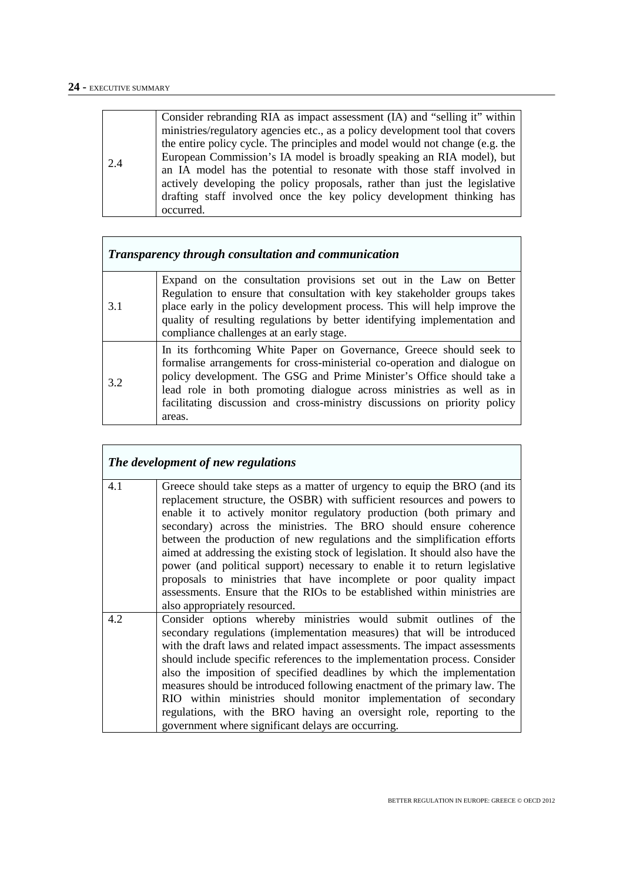| | |
|---|---|
| 2.4 | Consider rebranding RIA as impact assessment (IA) and "selling it" within ministries/regulatory agencies etc., as a policy development tool that covers the entire policy cycle. The principles and model would not change (e.g. the European Commission's IA model is broadly speaking an RIA model), but an IA model has the potential to resonate with those staff involved in actively developing the policy proposals, rather than just the legislative drafting staff involved once the key policy development thinking has occurred. |

| *Transparency through consultation and communication* | |
|---|---|
| 3.1 | Expand on the consultation provisions set out in the Law on Better Regulation to ensure that consultation with key stakeholder groups takes place early in the policy development process. This will help improve the quality of resulting regulations by better identifying implementation and compliance challenges at an early stage. |
| 3.2 | In its forthcoming White Paper on Governance, Greece should seek to formalise arrangements for cross-ministerial co-operation and dialogue on policy development. The GSG and Prime Minister's Office should take a lead role in both promoting dialogue across ministries as well as in facilitating discussion and cross-ministry discussions on priority policy areas. |

| *The development of new regulations* | |
|---|---|
| 4.1 | Greece should take steps as a matter of urgency to equip the BRO (and its replacement structure, the OSBR) with sufficient resources and powers to enable it to actively monitor regulatory production (both primary and secondary) across the ministries. The BRO should ensure coherence between the production of new regulations and the simplification efforts aimed at addressing the existing stock of legislation. It should also have the power (and political support) necessary to enable it to return legislative proposals to ministries that have incomplete or poor quality impact assessments. Ensure that the RIOs to be established within ministries are also appropriately resourced. |
| 4.2 | Consider options whereby ministries would submit outlines of the secondary regulations (implementation measures) that will be introduced with the draft laws and related impact assessments. The impact assessments should include specific references to the implementation process. Consider also the imposition of specified deadlines by which the implementation measures should be introduced following enactment of the primary law. The RIO within ministries should monitor implementation of secondary regulations, with the BRO having an oversight role, reporting to the government where significant delays are occurring. |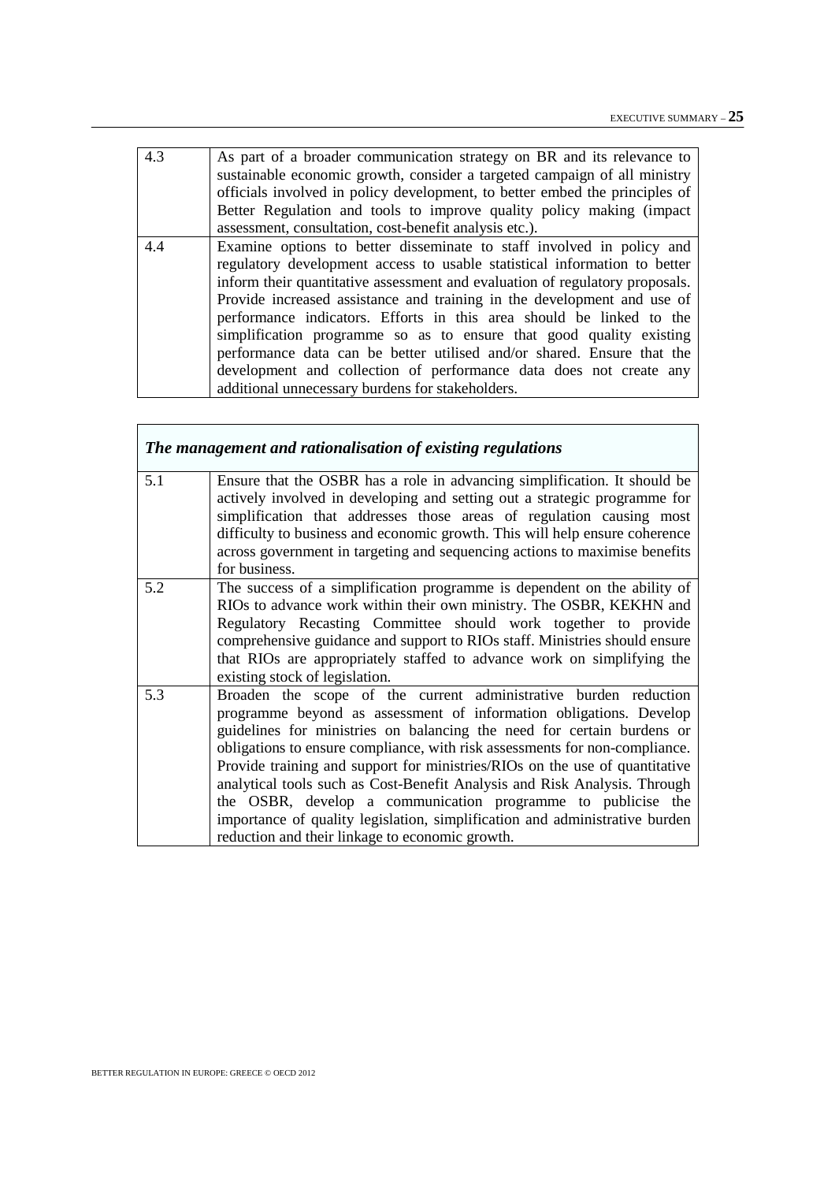| | |
|---|---|
| 4.3 | As part of a broader communication strategy on BR and its relevance to sustainable economic growth, consider a targeted campaign of all ministry officials involved in policy development, to better embed the principles of Better Regulation and tools to improve quality policy making (impact assessment, consultation, cost-benefit analysis etc.). |
| 4.4 | Examine options to better disseminate to staff involved in policy and regulatory development access to usable statistical information to better inform their quantitative assessment and evaluation of regulatory proposals. Provide increased assistance and training in the development and use of performance indicators. Efforts in this area should be linked to the simplification programme so as to ensure that good quality existing performance data can be better utilised and/or shared. Ensure that the development and collection of performance data does not create any additional unnecessary burdens for stakeholders. |

| ***The management and rationalisation of existing regulations*** | |
|---|---|
| 5.1 | Ensure that the OSBR has a role in advancing simplification. It should be actively involved in developing and setting out a strategic programme for simplification that addresses those areas of regulation causing most difficulty to business and economic growth. This will help ensure coherence across government in targeting and sequencing actions to maximise benefits for business. |
| 5.2 | The success of a simplification programme is dependent on the ability of RIOs to advance work within their own ministry. The OSBR, KEKHN and Regulatory Recasting Committee should work together to provide comprehensive guidance and support to RIOs staff. Ministries should ensure that RIOs are appropriately staffed to advance work on simplifying the existing stock of legislation. |
| 5.3 | Broaden the scope of the current administrative burden reduction programme beyond as assessment of information obligations. Develop guidelines for ministries on balancing the need for certain burdens or obligations to ensure compliance, with risk assessments for non-compliance. Provide training and support for ministries/RIOs on the use of quantitative analytical tools such as Cost-Benefit Analysis and Risk Analysis. Through the OSBR, develop a communication programme to publicise the importance of quality legislation, simplification and administrative burden reduction and their linkage to economic growth. |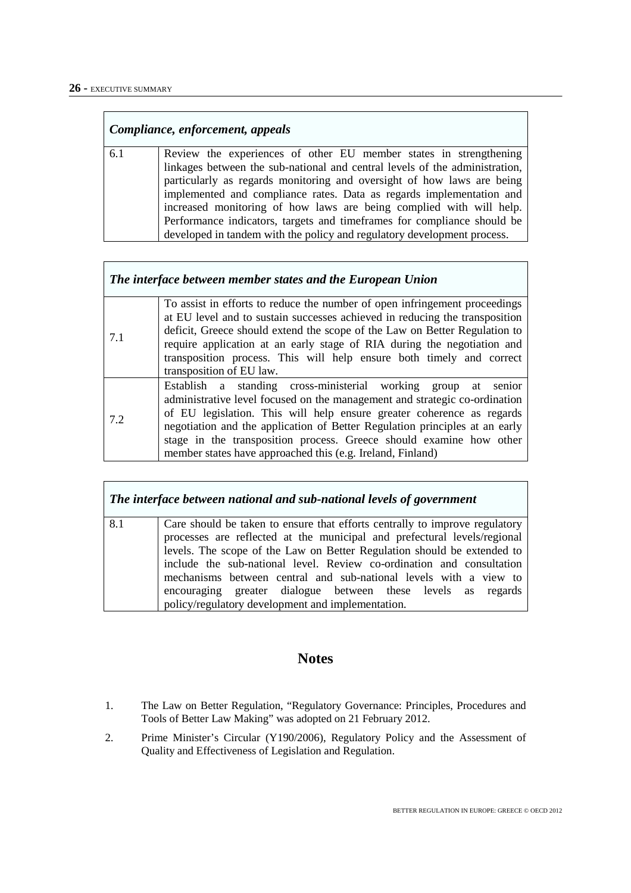| *Compliance, enforcement, appeals* | |
|---|---|
| 6.1 | Review the experiences of other EU member states in strengthening linkages between the sub-national and central levels of the administration, particularly as regards monitoring and oversight of how laws are being implemented and compliance rates. Data as regards implementation and increased monitoring of how laws are being complied with will help. Performance indicators, targets and timeframes for compliance should be developed in tandem with the policy and regulatory development process. |

| *The interface between member states and the European Union* | |
|---|---|
| 7.1 | To assist in efforts to reduce the number of open infringement proceedings at EU level and to sustain successes achieved in reducing the transposition deficit, Greece should extend the scope of the Law on Better Regulation to require application at an early stage of RIA during the negotiation and transposition process. This will help ensure both timely and correct transposition of EU law. |
| 7.2 | Establish a standing cross-ministerial working group at senior administrative level focused on the management and strategic co-ordination of EU legislation. This will help ensure greater coherence as regards negotiation and the application of Better Regulation principles at an early stage in the transposition process. Greece should examine how other member states have approached this (e.g. Ireland, Finland) |

| *The interface between national and sub-national levels of government* | |
|---|---|
| 8.1 | Care should be taken to ensure that efforts centrally to improve regulatory processes are reflected at the municipal and prefectural levels/regional levels. The scope of the Law on Better Regulation should be extended to include the sub-national level. Review co-ordination and consultation mechanisms between central and sub-national levels with a view to encouraging greater dialogue between these levels as regards policy/regulatory development and implementation. |

## Notes

1. The Law on Better Regulation, "Regulatory Governance: Principles, Procedures and Tools of Better Law Making" was adopted on 21 February 2012.
2. Prime Minister's Circular (Y190/2006), Regulatory Policy and the Assessment of Quality and Effectiveness of Legislation and Regulation.